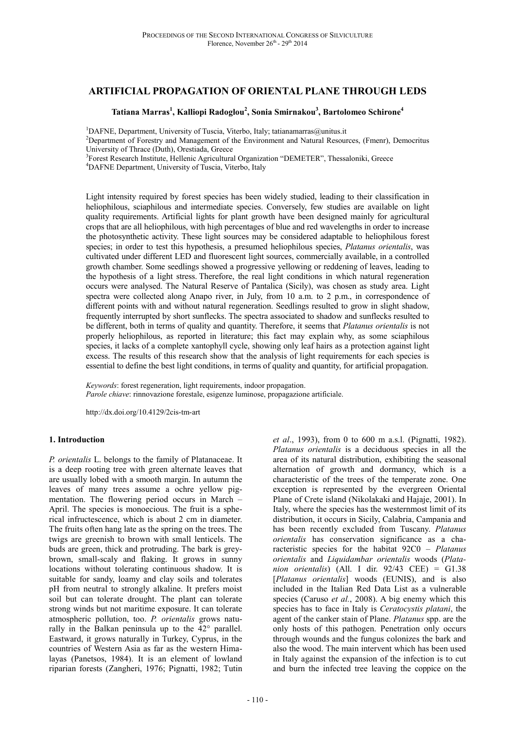# ARTIFICIAL PROPAGATION OF ORIENTAL PLANE THROUGH LEDS

**Tatiana Marras[1], Kalliopi Radoglou[2], Sonia Smirnakou[3], Bartolomeo Schirone[4]**

[1]DAFNE, Department, University of Tuscia, Viterbo, Italy; tatianamarras@unitus.it
[2]Department of Forestry and Management of the Environment and Natural Resources, (Fmenr), Democritus University of Thrace (Duth), Orestiada, Greece
[3]Forest Research Institute, Hellenic Agricultural Organization "DEMETER", Thessaloniki, Greece
[4]DAFNE Department, University of Tuscia, Viterbo, Italy

Light intensity required by forest species has been widely studied, leading to their classification in heliophilous, sciaphilous and intermediate species. Conversely, few studies are available on light quality requirements. Artificial lights for plant growth have been designed mainly for agricultural crops that are all heliophilous, with high percentages of blue and red wavelengths in order to increase the photosynthetic activity. These light sources may be considered adaptable to heliophilous forest species; in order to test this hypothesis, a presumed heliophilous species, *Platanus orientalis*, was cultivated under different LED and fluorescent light sources, commercially available, in a controlled growth chamber. Some seedlings showed a progressive yellowing or reddening of leaves, leading to the hypothesis of a light stress. Therefore, the real light conditions in which natural regeneration occurs were analysed. The Natural Reserve of Pantalica (Sicily), was chosen as study area. Light spectra were collected along Anapo river, in July, from 10 a.m. to 2 p.m., in correspondence of different points with and without natural regeneration. Seedlings resulted to grow in slight shadow, frequently interrupted by short sunflecks. The spectra associated to shadow and sunflecks resulted to be different, both in terms of quality and quantity. Therefore, it seems that *Platanus orientalis* is not properly heliophilous, as reported in literature; this fact may explain why, as some sciaphilous species, it lacks of a complete xantophyll cycle, showing only leaf hairs as a protection against light excess. The results of this research show that the analysis of light requirements for each species is essential to define the best light conditions, in terms of quality and quantity, for artificial propagation.

*Keywords*: forest regeneration, light requirements, indoor propagation.
*Parole chiave*: rinnovazione forestale, esigenze luminose, propagazione artificiale.

http://dx.doi.org/10.4129/2cis-tm-art

## 1. Introduction

*P. orientalis* L. belongs to the family of Platanaceae. It is a deep rooting tree with green alternate leaves that are usually lobed with a smooth margin. In autumn the leaves of many trees assume a ochre yellow pigmentation. The flowering period occurs in March – April. The species is monoecious. The fruit is a spherical infructescence, which is about 2 cm in diameter. The fruits often hang late as the spring on the trees. The twigs are greenish to brown with small lenticels. The buds are green, thick and protruding. The bark is grey-brown, small-scaly and flaking. It grows in sunny locations without tolerating continuous shadow. It is suitable for sandy, loamy and clay soils and tolerates pH from neutral to strongly alkaline. It prefers moist soil but can tolerate drought. The plant can tolerate strong winds but not maritime exposure. It can tolerate atmospheric pollution, too. *P. orientalis* grows naturally in the Balkan peninsula up to the 42° parallel. Eastward, it grows naturally in Turkey, Cyprus, in the countries of Western Asia as far as the western Himalayas (Panetsos, 1984). It is an element of lowland riparian forests (Zangheri, 1976; Pignatti, 1982; Tutin *et al*., 1993), from 0 to 600 m a.s.l. (Pignatti, 1982). *Platanus orientalis* is a deciduous species in all the area of its natural distribution, exhibiting the seasonal alternation of growth and dormancy, which is a characteristic of the trees of the temperate zone. One exception is represented by the evergreen Oriental Plane of Crete island (Nikolakaki and Hajaje, 2001). In Italy, where the species has the westernmost limit of its distribution, it occurs in Sicily, Calabria, Campania and has been recently excluded from Tuscany. *Platanus orientalis* has conservation significance as a characteristic species for the habitat 92C0 – *Platanus orientalis* and *Liquidambar orientalis* woods (*Platanion orientalis*) (All. I dir. 92/43 CEE) = G1.38 [*Platanus orientalis*] woods (EUNIS), and is also included in the Italian Red Data List as a vulnerable species (Caruso *et al.*, 2008). A big enemy which this species has to face in Italy is *Ceratocystis platani*, the agent of the canker stain of Plane. *Platanus* spp. are the only hosts of this pathogen. Penetration only occurs through wounds and the fungus colonizes the bark and also the wood. The main intervent which has been used in Italy against the expansion of the infection is to cut and burn the infected tree leaving the coppice on the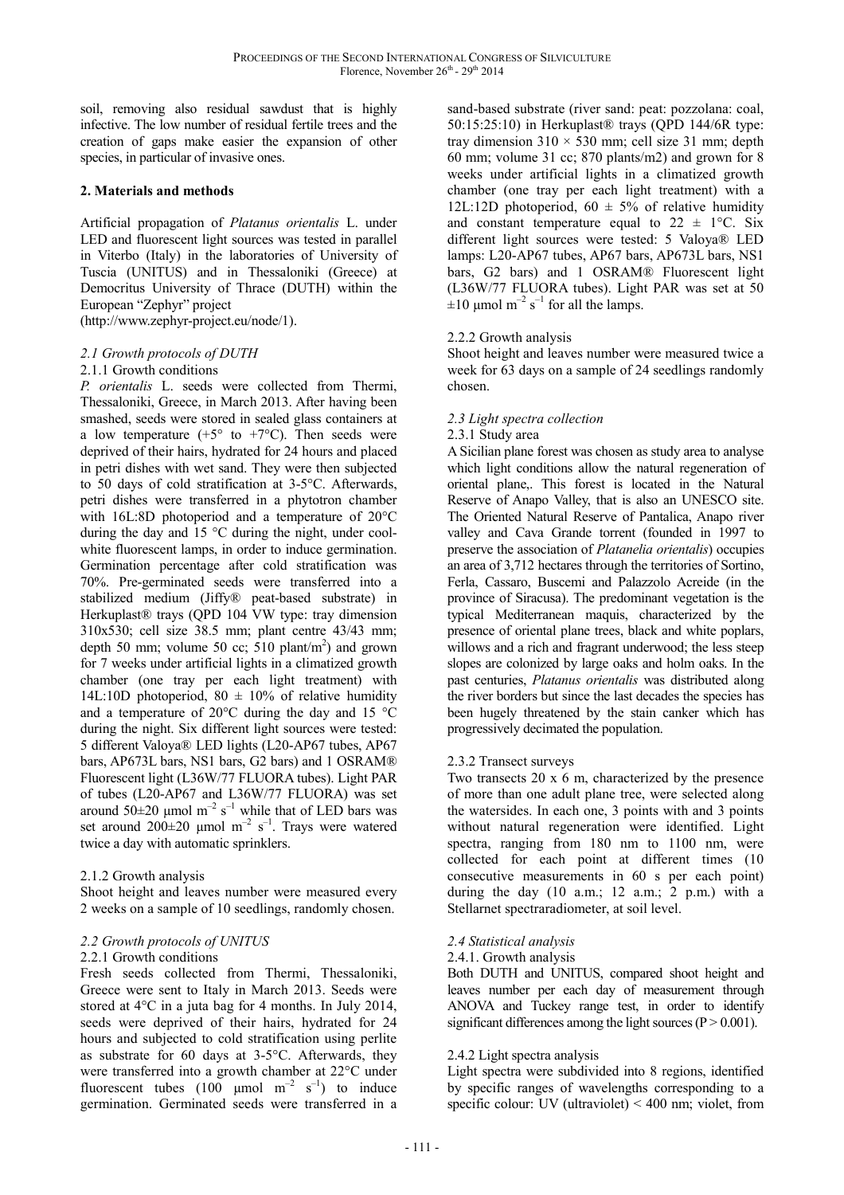soil, removing also residual sawdust that is highly infective. The low number of residual fertile trees and the creation of gaps make easier the expansion of other species, in particular of invasive ones.

## 2. Materials and methods

Artificial propagation of *Platanus orientalis* L. under LED and fluorescent light sources was tested in parallel in Viterbo (Italy) in the laboratories of University of Tuscia (UNITUS) and in Thessaloniki (Greece) at Democritus University of Thrace (DUTH) within the European "Zephyr" project (http://www.zephyr-project.eu/node/1).

### *2.1 Growth protocols of DUTH*

#### 2.1.1 Growth conditions

*P. orientalis* L. seeds were collected from Thermi, Thessaloniki, Greece, in March 2013. After having been smashed, seeds were stored in sealed glass containers at a low temperature (+5° to +7°C). Then seeds were deprived of their hairs, hydrated for 24 hours and placed in petri dishes with wet sand. They were then subjected to 50 days of cold stratification at 3-5°C. Afterwards, petri dishes were transferred in a phytotron chamber with 16L:8D photoperiod and a temperature of 20°C during the day and 15 °C during the night, under cool-white fluorescent lamps, in order to induce germination. Germination percentage after cold stratification was 70%. Pre-germinated seeds were transferred into a stabilized medium (Jiffy® peat-based substrate) in Herkuplast® trays (QPD 104 VW type: tray dimension 310x530; cell size 38.5 mm; plant centre 43/43 mm; depth 50 mm; volume 50 cc; 510 plant/m$^2$) and grown for 7 weeks under artificial lights in a climatized growth chamber (one tray per each light treatment) with 14L:10D photoperiod, 80 ± 10% of relative humidity and a temperature of 20°C during the day and 15 °C during the night. Six different light sources were tested: 5 different Valoya® LED lights (L20-AP67 tubes, AP67 bars, AP673L bars, NS1 bars, G2 bars) and 1 OSRAM® Fluorescent light (L36W/77 FLUORA tubes). Light PAR of tubes (L20-AP67 and L36W/77 FLUORA) was set around 50±20 μmol m$^{-2}$ s$^{-1}$ while that of LED bars was set around 200±20 μmol m$^{-2}$ s$^{-1}$. Trays were watered twice a day with automatic sprinklers.

#### 2.1.2 Growth analysis

Shoot height and leaves number were measured every 2 weeks on a sample of 10 seedlings, randomly chosen.

### *2.2 Growth protocols of UNITUS*

#### 2.2.1 Growth conditions

Fresh seeds collected from Thermi, Thessaloniki, Greece were sent to Italy in March 2013. Seeds were stored at 4°C in a juta bag for 4 months. In July 2014, seeds were deprived of their hairs, hydrated for 24 hours and subjected to cold stratification using perlite as substrate for 60 days at 3-5°C. Afterwards, they were transferred into a growth chamber at 22°C under fluorescent tubes (100 μmol m$^{-2}$ s$^{-1}$) to induce germination. Germinated seeds were transferred in a sand-based substrate (river sand: peat: pozzolana: coal, 50:15:25:10) in Herkuplast® trays (QPD 144/6R type: tray dimension 310 × 530 mm; cell size 31 mm; depth 60 mm; volume 31 cc; 870 plants/m2) and grown for 8 weeks under artificial lights in a climatized growth chamber (one tray per each light treatment) with a 12L:12D photoperiod, 60 ± 5% of relative humidity and constant temperature equal to 22 ± 1°C. Six different light sources were tested: 5 Valoya® LED lamps: L20-AP67 tubes, AP67 bars, AP673L bars, NS1 bars, G2 bars) and 1 OSRAM® Fluorescent light (L36W/77 FLUORA tubes). Light PAR was set at 50 ±10 μmol m$^{-2}$ s$^{-1}$ for all the lamps.

#### 2.2.2 Growth analysis

Shoot height and leaves number were measured twice a week for 63 days on a sample of 24 seedlings randomly chosen.

### *2.3 Light spectra collection*

#### 2.3.1 Study area

A Sicilian plane forest was chosen as study area to analyse which light conditions allow the natural regeneration of oriental plane,. This forest is located in the Natural Reserve of Anapo Valley, that is also an UNESCO site. The Oriented Natural Reserve of Pantalica, Anapo river valley and Cava Grande torrent (founded in 1997 to preserve the association of *Platanelia orientalis*) occupies an area of 3,712 hectares through the territories of Sortino, Ferla, Cassaro, Buscemi and Palazzolo Acreide (in the province of Siracusa). The predominant vegetation is the typical Mediterranean maquis, characterized by the presence of oriental plane trees, black and white poplars, willows and a rich and fragrant underwood; the less steep slopes are colonized by large oaks and holm oaks. In the past centuries, *Platanus orientalis* was distributed along the river borders but since the last decades the species has been hugely threatened by the stain canker which has progressively decimated the population.

#### 2.3.2 Transect surveys

Two transects 20 x 6 m, characterized by the presence of more than one adult plane tree, were selected along the watersides. In each one, 3 points with and 3 points without natural regeneration were identified. Light spectra, ranging from 180 nm to 1100 nm, were collected for each point at different times (10 consecutive measurements in 60 s per each point) during the day (10 a.m.; 12 a.m.; 2 p.m.) with a Stellarnet spectraradiometer, at soil level.

### *2.4 Statistical analysis*

#### 2.4.1. Growth analysis

Both DUTH and UNITUS, compared shoot height and leaves number per each day of measurement through ANOVA and Tuckey range test, in order to identify significant differences among the light sources ($P > 0.001$).

#### 2.4.2 Light spectra analysis

Light spectra were subdivided into 8 regions, identified by specific ranges of wavelengths corresponding to a specific colour: UV (ultraviolet) < 400 nm; violet, from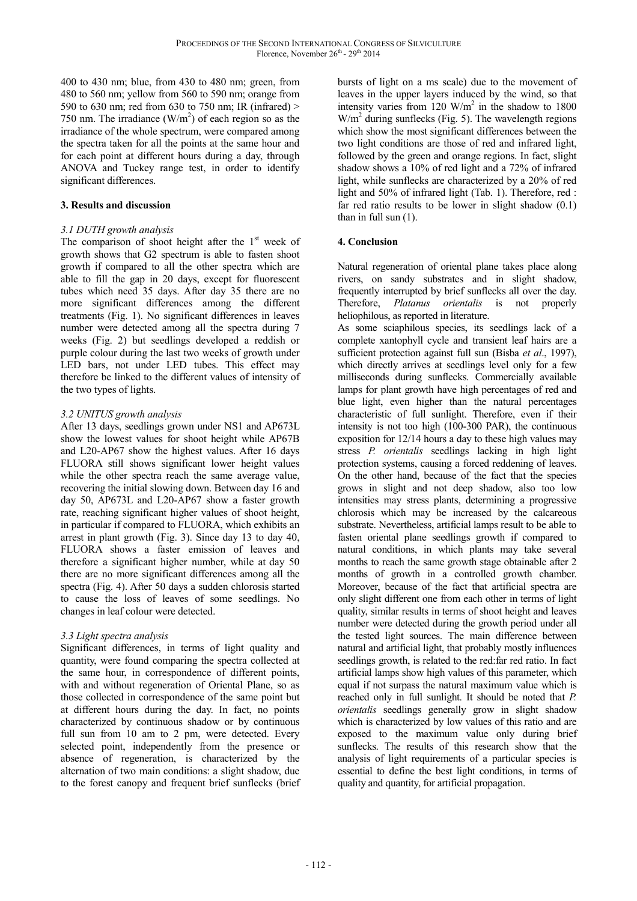400 to 430 nm; blue, from 430 to 480 nm; green, from 480 to 560 nm; yellow from 560 to 590 nm; orange from 590 to 630 nm; red from 630 to 750 nm; IR (infrared) > 750 nm. The irradiance ($W/m^2$) of each region so as the irradiance of the whole spectrum, were compared among the spectra taken for all the points at the same hour and for each point at different hours during a day, through ANOVA and Tuckey range test, in order to identify significant differences.

## 3. Results and discussion

### *3.1 DUTH growth analysis*

The comparison of shoot height after the 1st week of growth shows that G2 spectrum is able to fasten shoot growth if compared to all the other spectra which are able to fill the gap in 20 days, except for fluorescent tubes which need 35 days. After day 35 there are no more significant differences among the different treatments (Fig. 1). No significant differences in leaves number were detected among all the spectra during 7 weeks (Fig. 2) but seedlings developed a reddish or purple colour during the last two weeks of growth under LED bars, not under LED tubes. This effect may therefore be linked to the different values of intensity of the two types of lights.

### *3.2 UNITUS growth analysis*

After 13 days, seedlings grown under NS1 and AP673L show the lowest values for shoot height while AP67B and L20-AP67 show the highest values. After 16 days FLUORA still shows significant lower height values while the other spectra reach the same average value, recovering the initial slowing down. Between day 16 and day 50, AP673L and L20-AP67 show a faster growth rate, reaching significant higher values of shoot height, in particular if compared to FLUORA, which exhibits an arrest in plant growth (Fig. 3). Since day 13 to day 40, FLUORA shows a faster emission of leaves and therefore a significant higher number, while at day 50 there are no more significant differences among all the spectra (Fig. 4). After 50 days a sudden chlorosis started to cause the loss of leaves of some seedlings. No changes in leaf colour were detected.

### *3.3 Light spectra analysis*

Significant differences, in terms of light quality and quantity, were found comparing the spectra collected at the same hour, in correspondence of different points, with and without regeneration of Oriental Plane, so as those collected in correspondence of the same point but at different hours during the day. In fact, no points characterized by continuous shadow or by continuous full sun from 10 am to 2 pm, were detected. Every selected point, independently from the presence or absence of regeneration, is characterized by the alternation of two main conditions: a slight shadow, due to the forest canopy and frequent brief sunflecks (brief bursts of light on a ms scale) due to the movement of leaves in the upper layers induced by the wind, so that intensity varies from 120 $W/m^2$ in the shadow to 1800 $W/m^2$ during sunflecks (Fig. 5). The wavelength regions which show the most significant differences between the two light conditions are those of red and infrared light, followed by the green and orange regions. In fact, slight shadow shows a 10% of red light and a 72% of infrared light, while sunflecks are characterized by a 20% of red light and 50% of infrared light (Tab. 1). Therefore, red : far red ratio results to be lower in slight shadow (0.1) than in full sun (1).

## 4. Conclusion

Natural regeneration of oriental plane takes place along rivers, on sandy substrates and in slight shadow, frequently interrupted by brief sunflecks all over the day. Therefore, *Platanus orientalis* is not properly heliophilous, as reported in literature.

As some sciaphilous species, its seedlings lack of a complete xantophyll cycle and transient leaf hairs are a sufficient protection against full sun (Bisba *et al*., 1997), which directly arrives at seedlings level only for a few milliseconds during sunflecks. Commercially available lamps for plant growth have high percentages of red and blue light, even higher than the natural percentages characteristic of full sunlight. Therefore, even if their intensity is not too high (100-300 PAR), the continuous exposition for 12/14 hours a day to these high values may stress *P. orientalis* seedlings lacking in high light protection systems, causing a forced reddening of leaves. On the other hand, because of the fact that the species grows in slight and not deep shadow, also too low intensities may stress plants, determining a progressive chlorosis which may be increased by the calcareous substrate. Nevertheless, artificial lamps result to be able to fasten oriental plane seedlings growth if compared to natural conditions, in which plants may take several months to reach the same growth stage obtainable after 2 months of growth in a controlled growth chamber. Moreover, because of the fact that artificial spectra are only slight different one from each other in terms of light quality, similar results in terms of shoot height and leaves number were detected during the growth period under all the tested light sources. The main difference between natural and artificial light, that probably mostly influences seedlings growth, is related to the red:far red ratio. In fact artificial lamps show high values of this parameter, which equal if not surpass the natural maximum value which is reached only in full sunlight. It should be noted that *P. orientalis* seedlings generally grow in slight shadow which is characterized by low values of this ratio and are exposed to the maximum value only during brief sunflecks. The results of this research show that the analysis of light requirements of a particular species is essential to define the best light conditions, in terms of quality and quantity, for artificial propagation.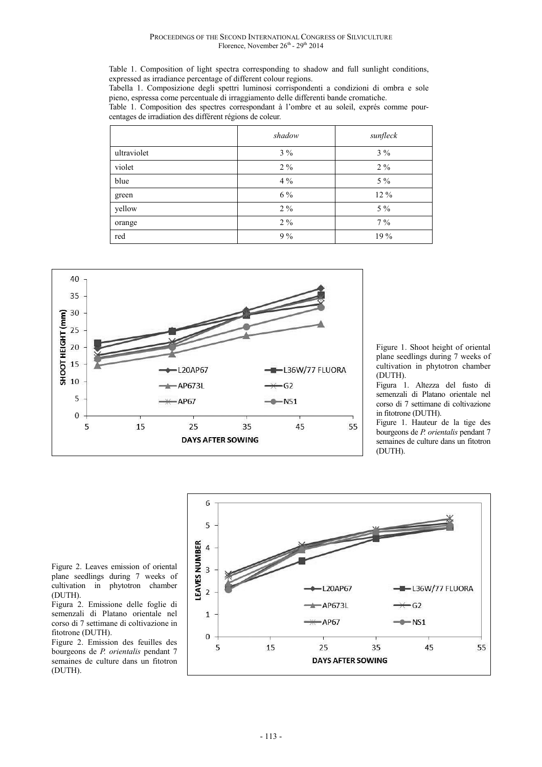Table 1. Composition of light spectra corresponding to shadow and full sunlight conditions, expressed as irradiance percentage of different colour regions.
Tabella 1. Composizione degli spettri luminosi corrispondenti a condizioni di ombra e sole pieno, espressa come percentuale di irraggiamento delle differenti bande cromatiche.
Table 1. Composition des spectres correspondant à l'ombre et au soleil, exprés comme pourcentages des irradiation des différent régions de coleur.

| | *shadow* | *sunfleck* |
|---|---|---|
| ultraviolet | 3 % | 3 % |
| violet | 2 % | 2 % |
| blue | 4 % | 5 % |
| green | 6 % | 12 % |
| yellow | 2 % | 5 % |
| orange | 2 % | 7 % |
| red | 9 % | 19 % |

Figure 1. Shoot height of oriental plane seedlings during 7 weeks of cultivation in phytotron chamber (DUTH).
Figura 1. Altezza del fusto di semenzali di Platano orientale nel corso di 7 settimane di coltivazione in fitotrone (DUTH).
Figure 1. Hauteur de la tige des bourgeons de *P. orientalis* pendant 7 semaines de culture dans un fitotron (DUTH).

Figure 2. Leaves emission of oriental plane seedlings during 7 weeks of cultivation in phytotron chamber (DUTH).
Figura 2. Emissione delle foglie di semenzali di Platano orientale nel corso di 7 settimane di coltivazione in fitotrone (DUTH).
Figure 2. Emission des feuilles des bourgeons de *P. orientalis* pendant 7 semaines de culture dans un fitotron (DUTH).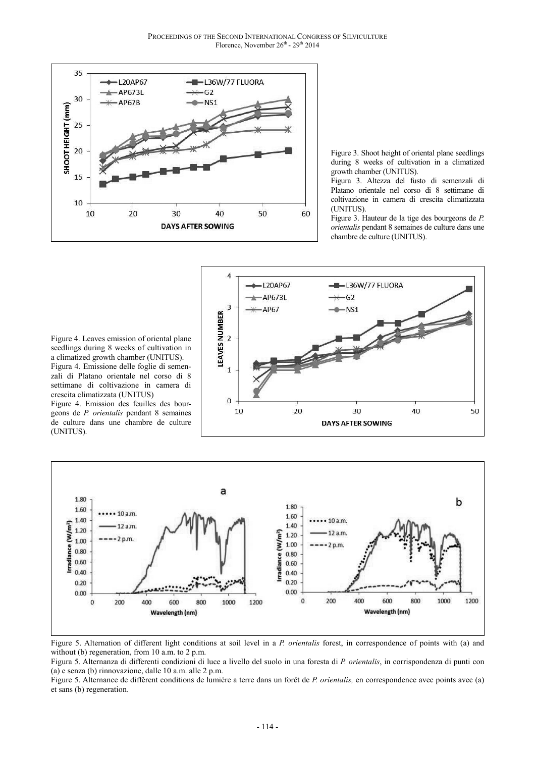Figure 3. Shoot height of oriental plane seedlings during 8 weeks of cultivation in a climatized growth chamber (UNITUS).

Figura 3. Altezza del fusto di semenzali di Platano orientale nel corso di 8 settimane di coltivazione in camera di crescita climatizzata (UNITUS).

Figure 3. Hauteur de la tige des bourgeons de *P. orientalis* pendant 8 semaines de culture dans une chambre de culture (UNITUS).

Figure 4. Leaves emission of oriental plane seedlings during 8 weeks of cultivation in a climatized growth chamber (UNITUS).

Figura 4. Emissione delle foglie di semenzali di Platano orientale nel corso di 8 settimane di coltivazione in camera di crescita climatizzata (UNITUS)

Figure 4. Emission des feuilles des bourgeons de *P. orientalis* pendant 8 semaines de culture dans une chambre de culture (UNITUS).

Figure 5. Alternation of different light conditions at soil level in a *P. orientalis* forest, in correspondence of points with (a) and without (b) regeneration, from 10 a.m. to 2 p.m.

Figura 5. Alternanza di differenti condizioni di luce a livello del suolo in una foresta di *P. orientalis*, in corrispondenza di punti con (a) e senza (b) rinnovazione, dalle 10 a.m. alle 2 p.m.

Figure 5. Alternance de différent conditions de lumière a terre dans un forêt de *P. orientalis,* en correspondence avec points avec (a) et sans (b) regeneration.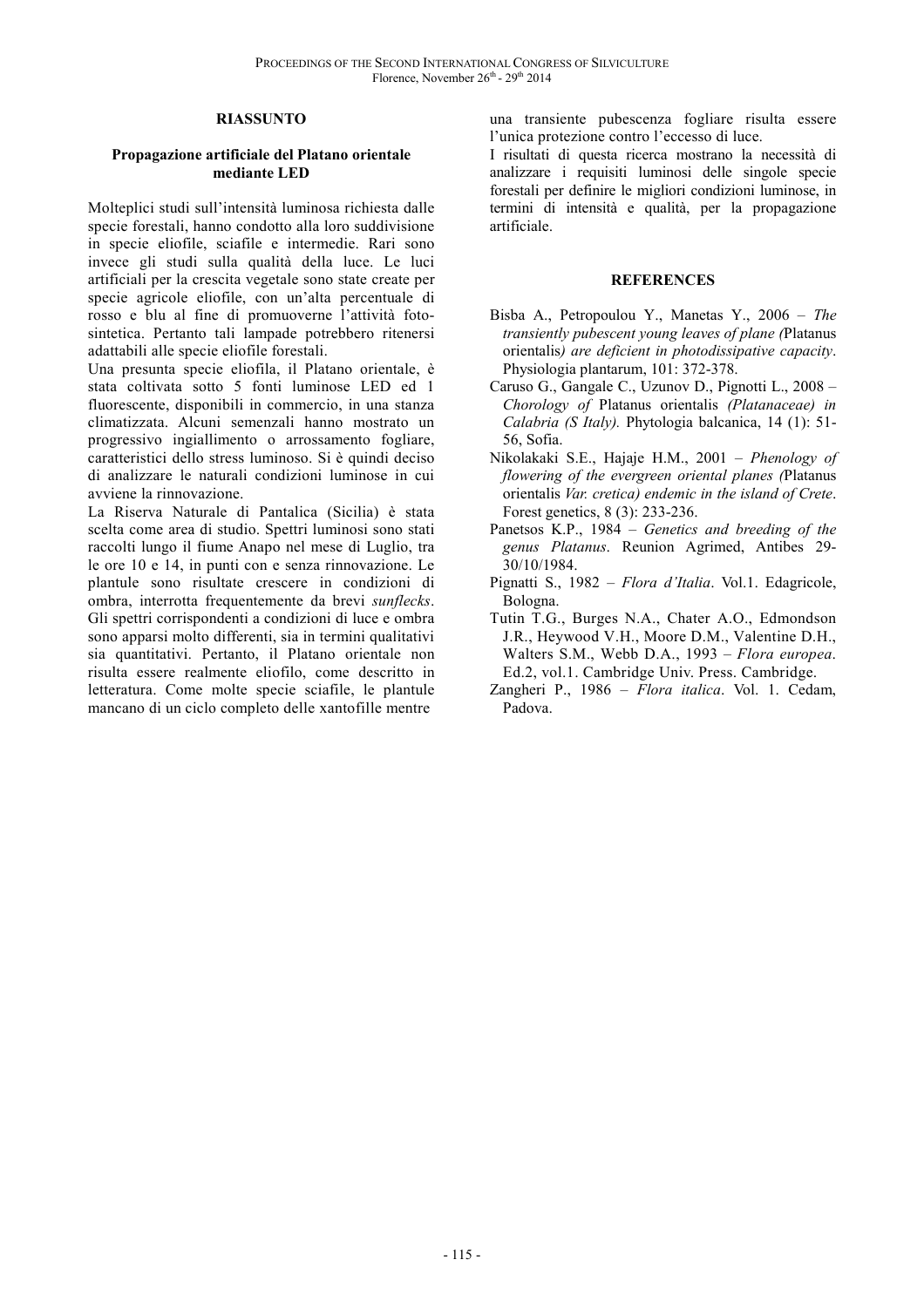## RIASSUNTO

### Propagazione artificiale del Platano orientale mediante LED

Molteplici studi sull'intensità luminosa richiesta dalle specie forestali, hanno condotto alla loro suddivisione in specie eliofile, sciafile e intermedie. Rari sono invece gli studi sulla qualità della luce. Le luci artificiali per la crescita vegetale sono state create per specie agricole eliofile, con un'alta percentuale di rosso e blu al fine di promuoverne l'attività foto-sintetica. Pertanto tali lampade potrebbero ritenersi adattabili alle specie eliofile forestali.

Una presunta specie eliofila, il Platano orientale, è stata coltivata sotto 5 fonti luminose LED ed 1 fluorescente, disponibili in commercio, in una stanza climatizzata. Alcuni semenzali hanno mostrato un progressivo ingiallimento o arrossamento fogliare, caratteristici dello stress luminoso. Si è quindi deciso di analizzare le naturali condizioni luminose in cui avviene la rinnovazione.

La Riserva Naturale di Pantalica (Sicilia) è stata scelta come area di studio. Spettri luminosi sono stati raccolti lungo il fiume Anapo nel mese di Luglio, tra le ore 10 e 14, in punti con e senza rinnovazione. Le plantule sono risultate crescere in condizioni di ombra, interrotta frequentemente da brevi *sunflecks*. Gli spettri corrispondenti a condizioni di luce e ombra sono apparsi molto differenti, sia in termini qualitativi sia quantitativi. Pertanto, il Platano orientale non risulta essere realmente eliofilo, come descritto in letteratura. Come molte specie sciafile, le plantule mancano di un ciclo completo delle xantofille mentre una transiente pubescenza fogliare risulta essere l'unica protezione contro l'eccesso di luce.

I risultati di questa ricerca mostrano la necessità di analizzare i requisiti luminosi delle singole specie forestali per definire le migliori condizioni luminose, in termini di intensità e qualità, per la propagazione artificiale.

## REFERENCES

Bisba A., Petropoulou Y., Manetas Y., 2006 – *The transiently pubescent young leaves of plane (*Platanus orientalis*) are deficient in photodissipative capacity*. Physiologia plantarum, 101: 372-378.

Caruso G., Gangale C., Uzunov D., Pignotti L., 2008 – *Chorology of* Platanus orientalis *(Platanaceae) in Calabria (S Italy).* Phytologia balcanica, 14 (1): 51-56, Sofia.

Nikolakaki S.E., Hajaje H.M., 2001 – *Phenology of flowering of the evergreen oriental planes (*Platanus orientalis *Var. cretica) endemic in the island of Crete*. Forest genetics, 8 (3): 233-236.

Panetsos K.P., 1984 – *Genetics and breeding of the genus Platanus*. Reunion Agrimed, Antibes 29-30/10/1984.

Pignatti S., 1982 – *Flora d'Italia*. Vol.1. Edagricole, Bologna.

Tutin T.G., Burges N.A., Chater A.O., Edmondson J.R., Heywood V.H., Moore D.M., Valentine D.H., Walters S.M., Webb D.A., 1993 – *Flora europea*. Ed.2, vol.1. Cambridge Univ. Press. Cambridge.

Zangheri P., 1986 – *Flora italica*. Vol. 1. Cedam, Padova.